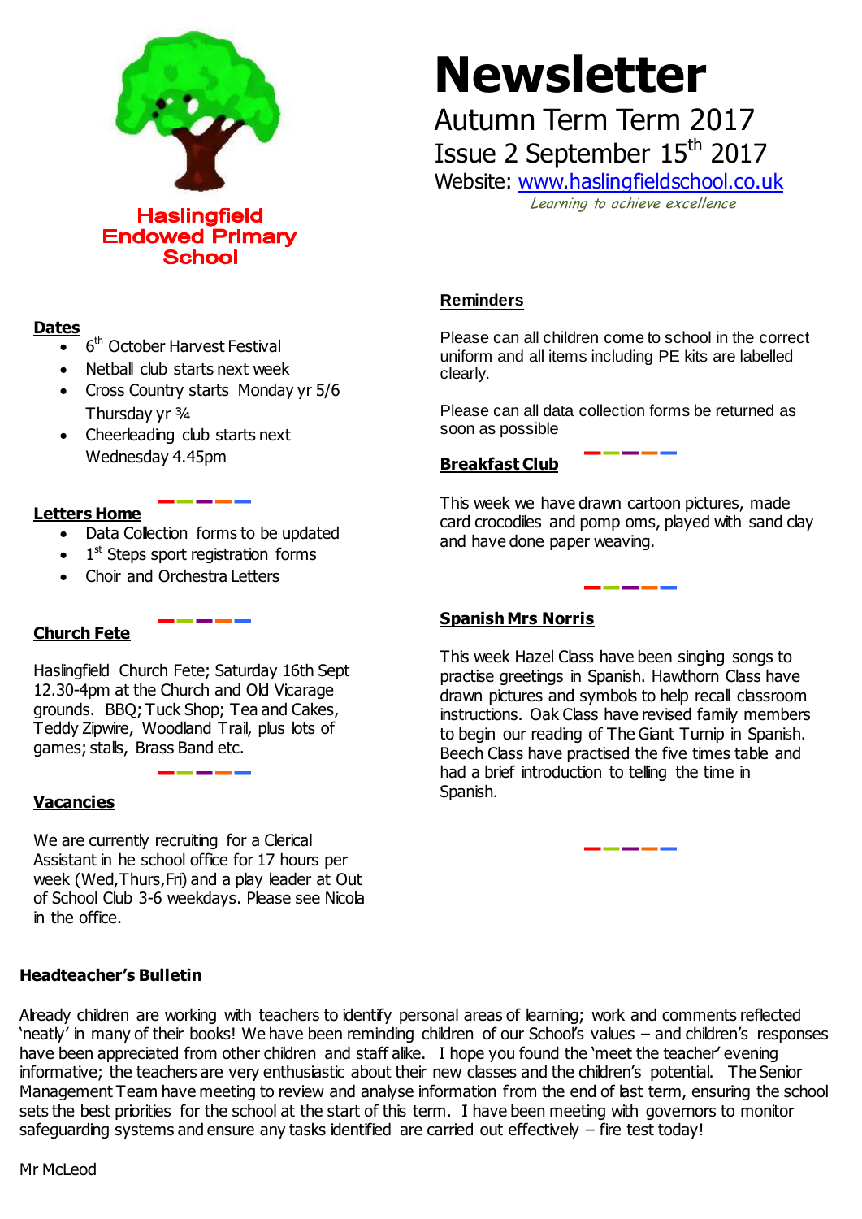**Haslingfield Endowed Primary School**

# Newsletter

Autumn Term Term 2017

Issue 2 September 15th 2017

Website: [www.haslingfieldschool.co.uk](http://www.haslingfieldschool.co.uk)

*Learning to achieve excellence*

## Dates

- 6th October Harvest Festival
- Netball club starts next week
- Cross Country starts Monday yr 5/6 Thursday yr ¾
- Cheerleading club starts next Wednesday 4.45pm

## Letters Home

- Data Collection forms to be updated
- 1st Steps sport registration forms
- Choir and Orchestra Letters

## Church Fete

Haslingfield Church Fete; Saturday 16th Sept 12.30-4pm at the Church and Old Vicarage grounds. BBQ; Tuck Shop; Tea and Cakes, Teddy Zipwire, Woodland Trail, plus lots of games; stalls, Brass Band etc.

## Vacancies

We are currently recruiting for a Clerical Assistant in he school office for 17 hours per week (Wed,Thurs,Fri) and a play leader at Out of School Club 3-6 weekdays. Please see Nicola in the office.

## Reminders

Please can all children come to school in the correct uniform and all items including PE kits are labelled clearly.

Please can all data collection forms be returned as soon as possible

## Breakfast Club

This week we have drawn cartoon pictures, made card crocodiles and pomp oms, played with sand clay and have done paper weaving.

## Spanish Mrs Norris

This week Hazel Class have been singing songs to practise greetings in Spanish. Hawthorn Class have drawn pictures and symbols to help recall classroom instructions. Oak Class have revised family members to begin our reading of The Giant Turnip in Spanish. Beech Class have practised the five times table and had a brief introduction to telling the time in Spanish.

## Headteacher's Bulletin

Already children are working with teachers to identify personal areas of learning; work and comments reflected 'neatly' in many of their books! We have been reminding children of our School's values – and children's responses have been appreciated from other children and staff alike. I hope you found the 'meet the teacher' evening informative; the teachers are very enthusiastic about their new classes and the children's potential. The Senior Management Team have meeting to review and analyse information from the end of last term, ensuring the school sets the best priorities for the school at the start of this term. I have been meeting with governors to monitor safeguarding systems and ensure any tasks identified are carried out effectively – fire test today!

Mr McLeod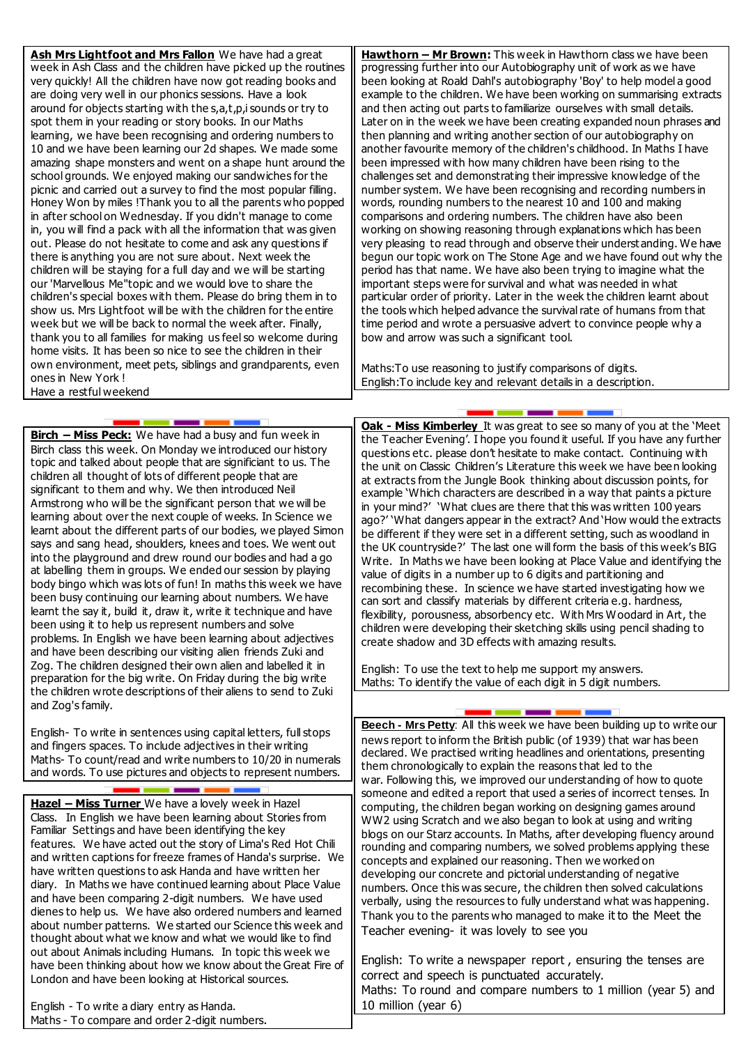**Ash Mrs Lightfoot and Mrs Fallon** We have had a great week in Ash Class and the children have picked up the routines very quickly! All the children have now got reading books and are doing very well in our phonics sessions. Have a look around for objects starting with the s,a,t,p,i sounds or try to spot them in your reading or story books. In our Maths learning, we have been recognising and ordering numbers to 10 and we have been learning our 2d shapes. We made some amazing shape monsters and went on a shape hunt around the school grounds. We enjoyed making our sandwiches for the picnic and carried out a survey to find the most popular filling. Honey Won by miles !Thank you to all the parents who popped in after school on Wednesday. If you didn't manage to come in, you will find a pack with all the information that was given out. Please do not hesitate to come and ask any questions if there is anything you are not sure about. Next week the children will be staying for a full day and we will be starting our 'Marvellous Me"topic and we would love to share the children's special boxes with them. Please do bring them in to show us. Mrs Lightfoot will be with the children for the entire week but we will be back to normal the week after. Finally, thank you to all families for making us feel so welcome during home visits. It has been so nice to see the children in their own environment, meet pets, siblings and grandparents, even ones in New York !
Have a restful weekend

**Birch – Miss Peck:** We have had a busy and fun week in Birch class this week. On Monday we introduced our history topic and talked about people that are significiant to us. The children all thought of lots of different people that are significant to them and why. We then introduced Neil Armstrong who will be the significant person that we will be learning about over the next couple of weeks. In Science we learnt about the different parts of our bodies, we played Simon says and sang head, shoulders, knees and toes. We went out into the playground and drew round our bodies and had a go at labelling them in groups. We ended our session by playing body bingo which was lots of fun! In maths this week we have been busy continuing our learning about numbers. We have learnt the say it, build it, draw it, write it technique and have been using it to help us represent numbers and solve problems. In English we have been learning about adjectives and have been describing our visiting alien friends Zuki and Zog. The children designed their own alien and labelled it in preparation for the big write. On Friday during the big write the children wrote descriptions of their aliens to send to Zuki and Zog's family.

English- To write in sentences using capital letters, full stops and fingers spaces. To include adjectives in their writing
Maths- To count/read and write numbers to 10/20 in numerals and words. To use pictures and objects to represent numbers.

**Hazel – Miss Turner** We have a lovely week in Hazel Class. In English we have been learning about Stories from Familiar Settings and have been identifying the key features. We have acted out the story of Lima's Red Hot Chili and written captions for freeze frames of Handa's surprise. We have written questions to ask Handa and have written her diary. In Maths we have continued learning about Place Value and have been comparing 2-digit numbers. We have used dienes to help us. We have also ordered numbers and learned about number patterns. We started our Science this week and thought about what we know and what we would like to find out about Animals including Humans. In topic this week we have been thinking about how we know about the Great Fire of London and have been looking at Historical sources.

English - To write a diary entry as Handa.
Maths - To compare and order 2-digit numbers.

**Hawthorn – Mr Brown:** This week in Hawthorn class we have been progressing further into our Autobiography unit of work as we have been looking at Roald Dahl's autobiography 'Boy' to help model a good example to the children. We have been working on summarising extracts and then acting out parts to familiarize ourselves with small details. Later on in the week we have been creating expanded noun phrases and then planning and writing another section of our autobiography on another favourite memory of the children's childhood. In Maths I have been impressed with how many children have been rising to the challenges set and demonstrating their impressive knowledge of the number system. We have been recognising and recording numbers in words, rounding numbers to the nearest 10 and 100 and making comparisons and ordering numbers. The children have also been working on showing reasoning through explanations which has been very pleasing to read through and observe their understanding. We have begun our topic work on The Stone Age and we have found out why the period has that name. We have also been trying to imagine what the important steps were for survival and what was needed in what particular order of priority. Later in the week the children learnt about the tools which helped advance the survival rate of humans from that time period and wrote a persuasive advert to convince people why a bow and arrow was such a significant tool.

Maths:To use reasoning to justify comparisons of digits.
English:To include key and relevant details in a description.

**Oak - Miss Kimberley** It was great to see so many of you at the 'Meet the Teacher Evening'. I hope you found it useful. If you have any further questions etc. please don't hesitate to make contact. Continuing with the unit on Classic Children's Literature this week we have been looking at extracts from the Jungle Book thinking about discussion points, for example 'Which characters are described in a way that paints a picture in your mind?' 'What clues are there that this was written 100 years ago?' 'What dangers appear in the extract? And 'How would the extracts be different if they were set in a different setting, such as woodland in the UK countryside?' The last one will form the basis of this week's BIG Write. In Maths we have been looking at Place Value and identifying the value of digits in a number up to 6 digits and partitioning and recombining these. In science we have started investigating how we can sort and classify materials by different criteria e.g. hardness, flexibility, porousness, absorbency etc. With Mrs Woodard in Art, the children were developing their sketching skills using pencil shading to create shadow and 3D effects with amazing results.

English: To use the text to help me support my answers.
Maths: To identify the value of each digit in 5 digit numbers.

**Beech - Mrs Petty**: All this week we have been building up to write our news report to inform the British public (of 1939) that war has been declared. We practised writing headlines and orientations, presenting them chronologically to explain the reasons that led to the war. Following this, we improved our understanding of how to quote someone and edited a report that used a series of incorrect tenses. In computing, the children began working on designing games around WW2 using Scratch and we also began to look at using and writing blogs on our Starz accounts. In Maths, after developing fluency around rounding and comparing numbers, we solved problems applying these concepts and explained our reasoning. Then we worked on developing our concrete and pictorial understanding of negative numbers. Once this was secure, the children then solved calculations verbally, using the resources to fully understand what was happening. Thank you to the parents who managed to make it to the Meet the Teacher evening- it was lovely to see you

English: To write a newspaper report , ensuring the tenses are correct and speech is punctuated accurately.
Maths: To round and compare numbers to 1 million (year 5) and 10 million (year 6)